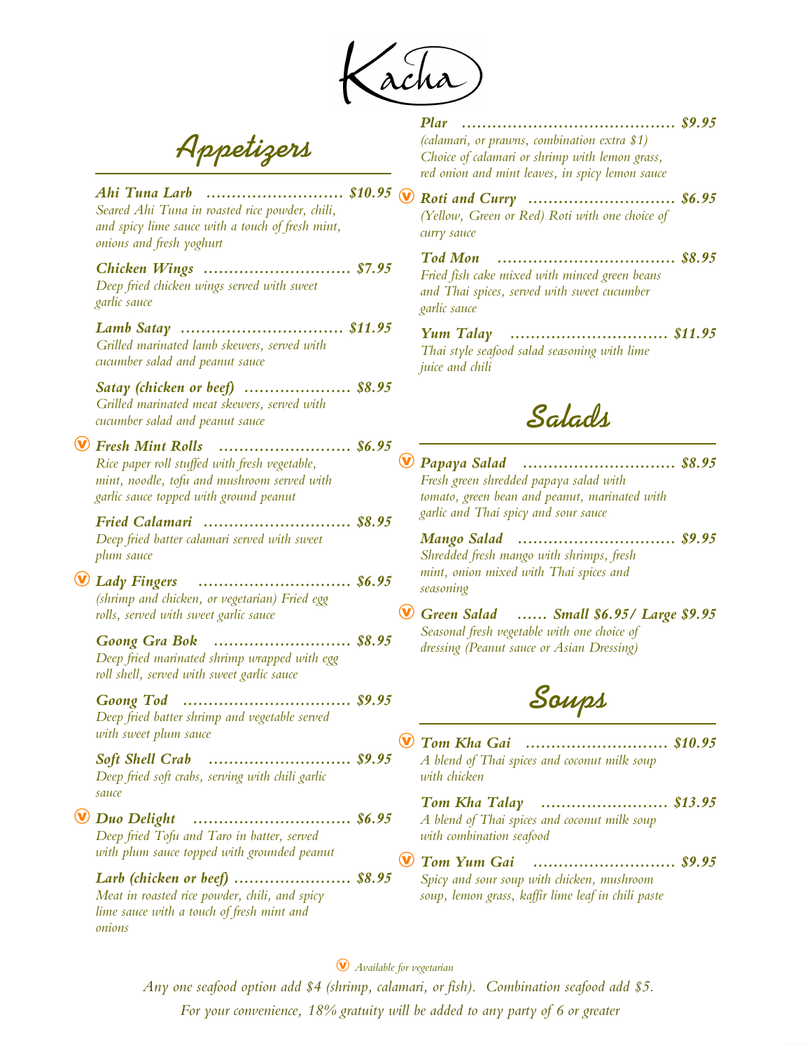# Kacha

## Appetizers

**Ahi Tuna Larb** ........................ **$10.95**
*Seared Ahi Tuna in roasted rice powder, chili, and spicy lime sauce with a touch of fresh mint, onions and fresh yoghurt*

**Chicken Wings** ........................ **$7.95**
*Deep fried chicken wings served with sweet garlic sauce*

**Lamb Satay** ........................ **$11.95**
*Grilled marinated lamb skewers, served with cucumber salad and peanut sauce*

**Satay (chicken or beef)** ........................ **$8.95**
*Grilled marinated meat skewers, served with cucumber salad and peanut sauce*

Ⓥ **Fresh Mint Rolls** ........................ **$6.95**
*Rice paper roll stuffed with fresh vegetable, mint, noodle, tofu and mushroom served with garlic sauce topped with ground peanut*

**Fried Calamari** ........................ **$8.95**
*Deep fried batter calamari served with sweet plum sauce*

Ⓥ **Lady Fingers** ........................ **$6.95**
*(shrimp and chicken, or vegetarian) Fried egg rolls, served with sweet garlic sauce*

**Goong Gra Bok** ........................ **$8.95**
*Deep fried marinated shrimp wrapped with egg roll shell, served with sweet garlic sauce*

**Goong Tod** ........................ **$9.95**
*Deep fried batter shrimp and vegetable served with sweet plum sauce*

**Soft Shell Crab** ........................ **$9.95**
*Deep fried soft crabs, serving with chili garlic sauce*

Ⓥ **Duo Delight** ........................ **$6.95**
*Deep fried Tofu and Taro in batter, served with plum sauce topped with grounded peanut*

**Larb (chicken or beef)** ........................ **$8.95**
*Meat in roasted rice powder, chili, and spicy lime sauce with a touch of fresh mint and onions*

**Plar** ........................ **$9.95**
*(calamari, or prawns, combination extra $1) Choice of calamari or shrimp with lemon grass, red onion and mint leaves, in spicy lemon sauce*

Ⓥ **Roti and Curry** ........................ **$6.95**
*(Yellow, Green or Red) Roti with one choice of curry sauce*

**Tod Mon** ........................ **$8.95**
*Fried fish cake mixed with minced green beans and Thai spices, served with sweet cucumber garlic sauce*

**Yum Talay** ........................ **$11.95**
*Thai style seafood salad seasoning with lime juice and chili*

## Salads

Ⓥ **Papaya Salad** ........................ **$8.95**
*Fresh green shredded papaya salad with tomato, green bean and peanut, marinated with garlic and Thai spicy and sour sauce*

**Mango Salad** ........................ **$9.95**
*Shredded fresh mango with shrimps, fresh mint, onion mixed with Thai spices and seasoning*

Ⓥ **Green Salad** ...... **Small $6.95/ Large $9.95**
*Seasonal fresh vegetable with one choice of dressing (Peanut sauce or Asian Dressing)*

## Soups

Ⓥ **Tom Kha Gai** ........................ **$10.95**
*A blend of Thai spices and coconut milk soup with chicken*

**Tom Kha Talay** ........................ **$13.95**
*A blend of Thai spices and coconut milk soup with combination seafood*

Ⓥ **Tom Yum Gai** ........................ **$9.95**
*Spicy and sour soup with chicken, mushroom soup, lemon grass, kaffir lime leaf in chili paste*

Ⓥ *Available for vegetarian*

*Any one seafood option add $4 (shrimp, calamari, or fish). Combination seafood add $5.*

*For your convenience, 18% gratuity will be added to any party of 6 or greater*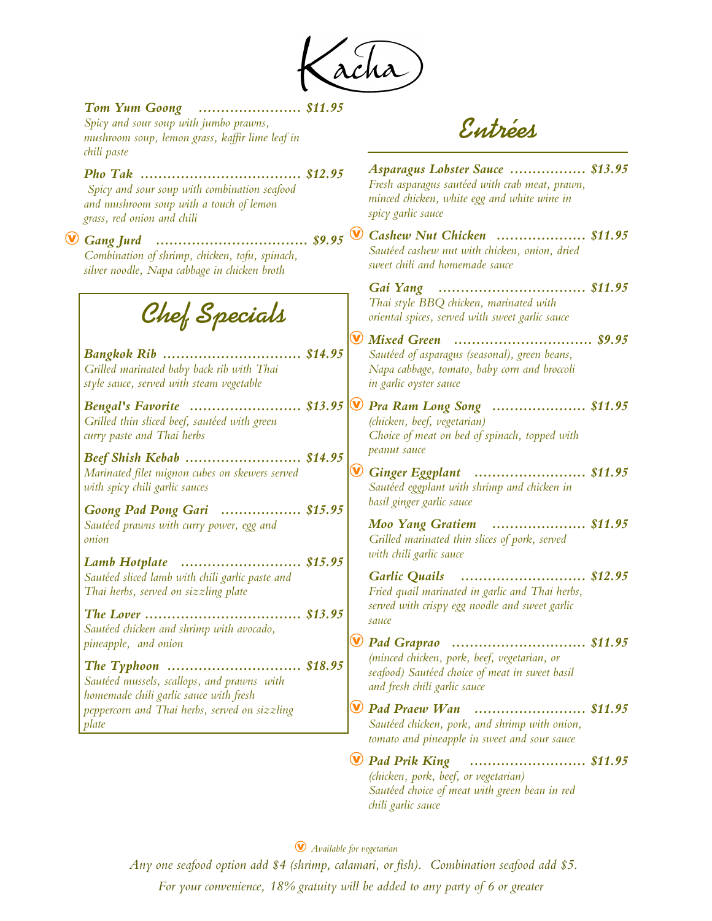# Kacha

**Tom Yum Goong** ....................... **$11.95**
*Spicy and sour soup with jumbo prawns, mushroom soup, lemon grass, kaffir lime leaf in chili paste*

**Pho Tak** ................................... **$12.95**
*Spicy and sour soup with combination seafood and mushroom soup with a touch of lemon grass, red onion and chili*

Ⓥ **Gang Jurd** ................................. **$9.95**
*Combination of shrimp, chicken, tofu, spinach, silver noodle, Napa cabbage in chicken broth*

## Chef Specials

**Bangkok Rib** .............................. **$14.95**
*Grilled marinated baby back rib with Thai style sauce, served with steam vegetable*

**Bengal's Favorite** ........................ **$13.95**
*Grilled thin sliced beef, sautéed with green curry paste and Thai herbs*

**Beef Shish Kebab** ......................... **$14.95**
*Marinated filet mignon cubes on skewers served with spicy chili garlic sauces*

**Goong Pad Pong Gari** ................. **$15.95**
*Sautéed prawns with curry power, egg and onion*

**Lamb Hotplate** .......................... **$15.95**
*Sautéed sliced lamb with chili garlic paste and Thai herbs, served on sizzling plate*

**The Lover** .................................. **$13.95**
*Sautéed chicken and shrimp with avocado, pineapple, and onion*

**The Typhoon** ............................. **$18.95**
*Sautéed mussels, scallops, and prawns with homemade chili garlic sauce with fresh peppercorn and Thai herbs, served on sizzling plate*

## Entrées

**Asparagus Lobster Sauce** ................. **$13.95**
*Fresh asparagus sautéed with crab meat, prawn, minced chicken, white egg and white wine in spicy garlic sauce*

Ⓥ **Cashew Nut Chicken** ................... **$11.95**
*Sautéed cashew nut with chicken, onion, dried sweet chili and homemade sauce*

**Gai Yang** ................................ **$11.95**
*Thai style BBQ chicken, marinated with oriental spices, served with sweet garlic sauce*

Ⓥ **Mixed Green** .............................. **$9.95**
*Sautéed of asparagus (seasonal), green beans, Napa cabbage, tomato, baby corn and broccoli in garlic oyster sauce*

Ⓥ **Pra Ram Long Song** .................... **$11.95**
*(chicken, beef, vegetarian)*
*Choice of meat on bed of spinach, topped with peanut sauce*

Ⓥ **Ginger Eggplant** ........................ **$11.95**
*Sautéed eggplant with shrimp and chicken in basil ginger garlic sauce*

**Moo Yang Gratiem** .................... **$11.95**
*Grilled marinated thin slices of pork, served with chili garlic sauce*

**Garlic Quails** ........................... **$12.95**
*Fried quail marinated in garlic and Thai herbs, served with crispy egg noodle and sweet garlic sauce*

Ⓥ **Pad Graprao** ............................. **$11.95**
*(minced chicken, pork, beef, vegetarian, or seafood) Sautéed choice of meat in sweet basil and fresh chili garlic sauce*

Ⓥ **Pad Praew Wan** ........................ **$11.95**
*Sautéed chicken, pork, and shrimp with onion, tomato and pineapple in sweet and sour sauce*

Ⓥ **Pad Prik King** .......................... **$11.95**
*(chicken, pork, beef, or vegetarian)*
*Sautéed choice of meat with green bean in red chili garlic sauce*

Ⓥ *Available for vegetarian*

*Any one seafood option add $4 (shrimp, calamari, or fish). Combination seafood add $5.*

*For your convenience, 18% gratuity will be added to any party of 6 or greater*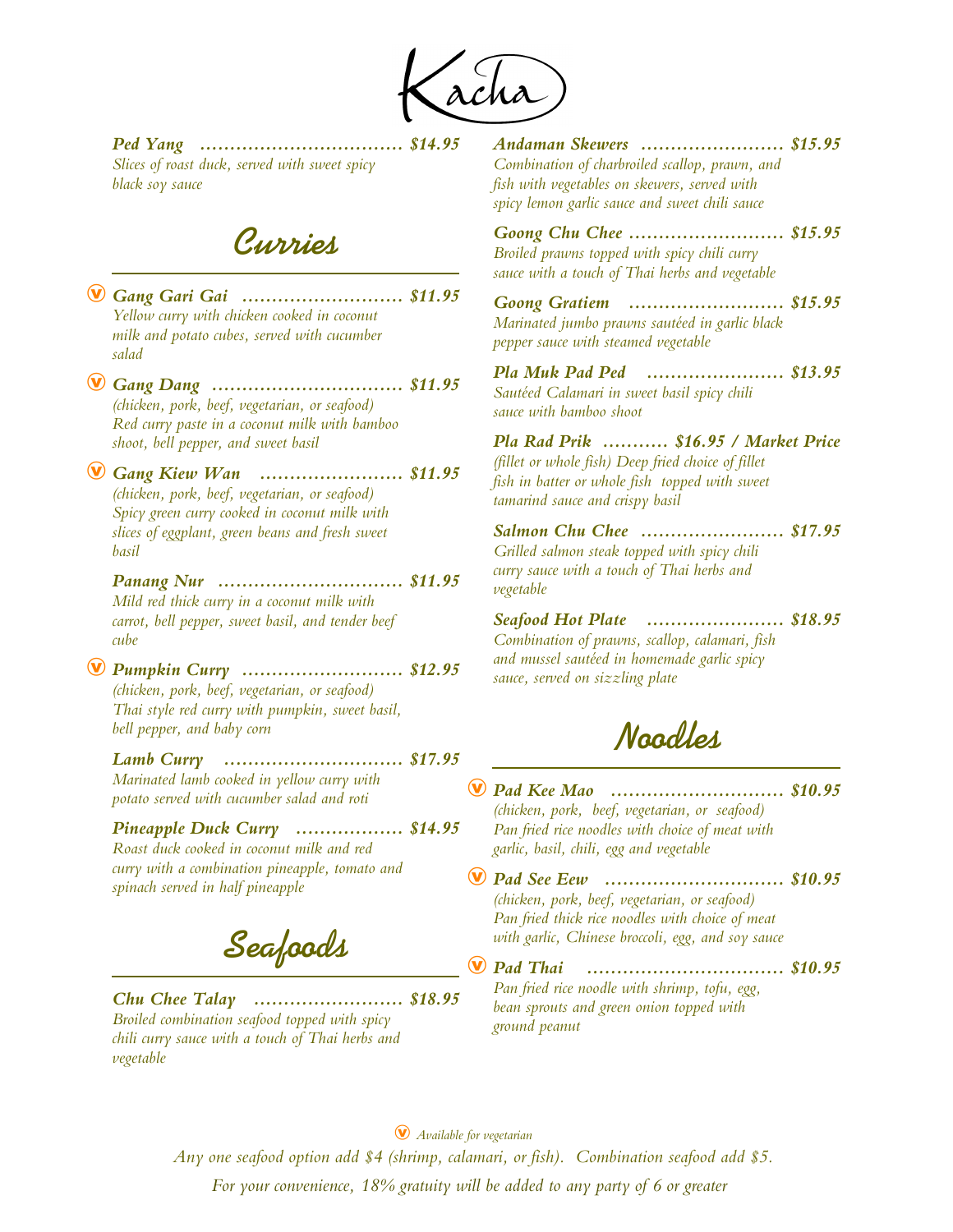# Kacha

**Ped Yang ................................ $14.95**
*Slices of roast duck, served with sweet spicy black soy sauce*

## Curries

Ⓥ **Gang Gari Gai .......................... $11.95**
*Yellow curry with chicken cooked in coconut milk and potato cubes, served with cucumber salad*

Ⓥ **Gang Dang ............................... $11.95**
*(chicken, pork, beef, vegetarian, or seafood) Red curry paste in a coconut milk with bamboo shoot, bell pepper, and sweet basil*

Ⓥ **Gang Kiew Wan ....................... $11.95**
*(chicken, pork, beef, vegetarian, or seafood) Spicy green curry cooked in coconut milk with slices of eggplant, green beans and fresh sweet basil*

**Panang Nur .............................. $11.95**
*Mild red thick curry in a coconut milk with carrot, bell pepper, sweet basil, and tender beef cube*

Ⓥ **Pumpkin Curry .......................... $12.95**
*(chicken, pork, beef, vegetarian, or seafood) Thai style red curry with pumpkin, sweet basil, bell pepper, and baby corn*

**Lamb Curry ............................. $17.95**
*Marinated lamb cooked in yellow curry with potato served with cucumber salad and roti*

**Pineapple Duck Curry ................. $14.95**
*Roast duck cooked in coconut milk and red curry with a combination pineapple, tomato and spinach served in half pineapple*

## Seafoods

**Chu Chee Talay ........................ $18.95**
*Broiled combination seafood topped with spicy chili curry sauce with a touch of Thai herbs and vegetable*

**Andaman Skewers ....................... $15.95**
*Combination of charbroiled scallop, prawn, and fish with vegetables on skewers, served with spicy lemon garlic sauce and sweet chili sauce*

**Goong Chu Chee ......................... $15.95**
*Broiled prawns topped with spicy chili curry sauce with a touch of Thai herbs and vegetable*

**Goong Gratiem ......................... $15.95**
*Marinated jumbo prawns sautéed in garlic black pepper sauce with steamed vegetable*

**Pla Muk Pad Ped ...................... $13.95**
*Sautéed Calamari in sweet basil spicy chili sauce with bamboo shoot*

**Pla Rad Prik .......... $16.95 / Market Price**
*(fillet or whole fish) Deep fried choice of fillet fish in batter or whole fish topped with sweet tamarind sauce and crispy basil*

**Salmon Chu Chee ....................... $17.95**
*Grilled salmon steak topped with spicy chili curry sauce with a touch of Thai herbs and vegetable*

**Seafood Hot Plate ...................... $18.95**
*Combination of prawns, scallop, calamari, fish and mussel sautéed in homemade garlic spicy sauce, served on sizzling plate*

## Noodles

Ⓥ **Pad Kee Mao ............................ $10.95**
*(chicken, pork, beef, vegetarian, or seafood) Pan fried rice noodles with choice of meat with garlic, basil, chili, egg and vegetable*

Ⓥ **Pad See Eew ............................ $10.95**
*(chicken, pork, beef, vegetarian, or seafood) Pan fried thick rice noodles with choice of meat with garlic, Chinese broccoli, egg, and soy sauce*

Ⓥ **Pad Thai ................................ $10.95**
*Pan fried rice noodle with shrimp, tofu, egg, bean sprouts and green onion topped with ground peanut*

Ⓥ *Available for vegetarian*

*Any one seafood option add $4 (shrimp, calamari, or fish). Combination seafood add $5.*

*For your convenience, 18% gratuity will be added to any party of 6 or greater*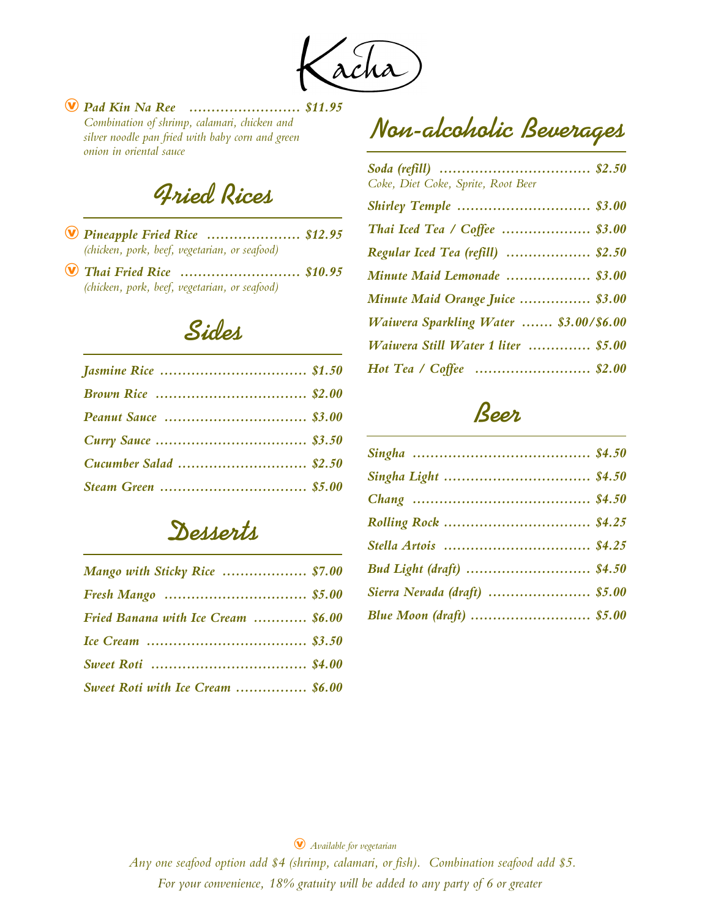Kacha

Ⓥ ***Pad Kin Na Ree ........................ $11.95***
*Combination of shrimp, calamari, chicken and silver noodle pan fried with baby corn and green onion in oriental sauce*

## Fried Rices

Ⓥ ***Pineapple Fried Rice .................... $12.95***
*(chicken, pork, beef, vegetarian, or seafood)*

Ⓥ ***Thai Fried Rice .......................... $10.95***
*(chicken, pork, beef, vegetarian, or seafood)*

## Sides

***Jasmine Rice ................................ $1.50***

***Brown Rice .................................. $2.00***

***Peanut Sauce ................................ $3.00***

***Curry Sauce ................................. $3.50***

***Cucumber Salad ............................ $2.50***

***Steam Green ................................ $5.00***

## Desserts

***Mango with Sticky Rice ................... $7.00***

***Fresh Mango ................................ $5.00***

***Fried Banana with Ice Cream ........... $6.00***

***Ice Cream ................................... $3.50***

***Sweet Roti .................................. $4.00***

***Sweet Roti with Ice Cream ............... $6.00***

## Non-alcoholic Beverages

***Soda (refill) ................................ $2.50***
*Coke, Diet Coke, Sprite, Root Beer*

***Shirley Temple ............................. $3.00***

***Thai Iced Tea / Coffee .................... $3.00***

***Regular Iced Tea (refill) .................. $2.50***

***Minute Maid Lemonade .................. $3.00***

***Minute Maid Orange Juice ................ $3.00***

***Waiwera Sparkling Water ....... $3.00/$6.00***

***Waiwera Still Water 1 liter ............. $5.00***

***Hot Tea / Coffee .......................... $2.00***

## Beer

***Singha ....................................... $4.50***

***Singha Light ................................ $4.50***

***Chang ....................................... $4.50***

***Rolling Rock ................................ $4.25***

***Stella Artois ................................ $4.25***

***Bud Light (draft) ........................... $4.50***

***Sierra Nevada (draft) ...................... $5.00***

***Blue Moon (draft) ........................... $5.00***

Ⓥ *Available for vegetarian*

*Any one seafood option add $4 (shrimp, calamari, or fish). Combination seafood add $5.*

*For your convenience, 18% gratuity will be added to any party of 6 or greater*